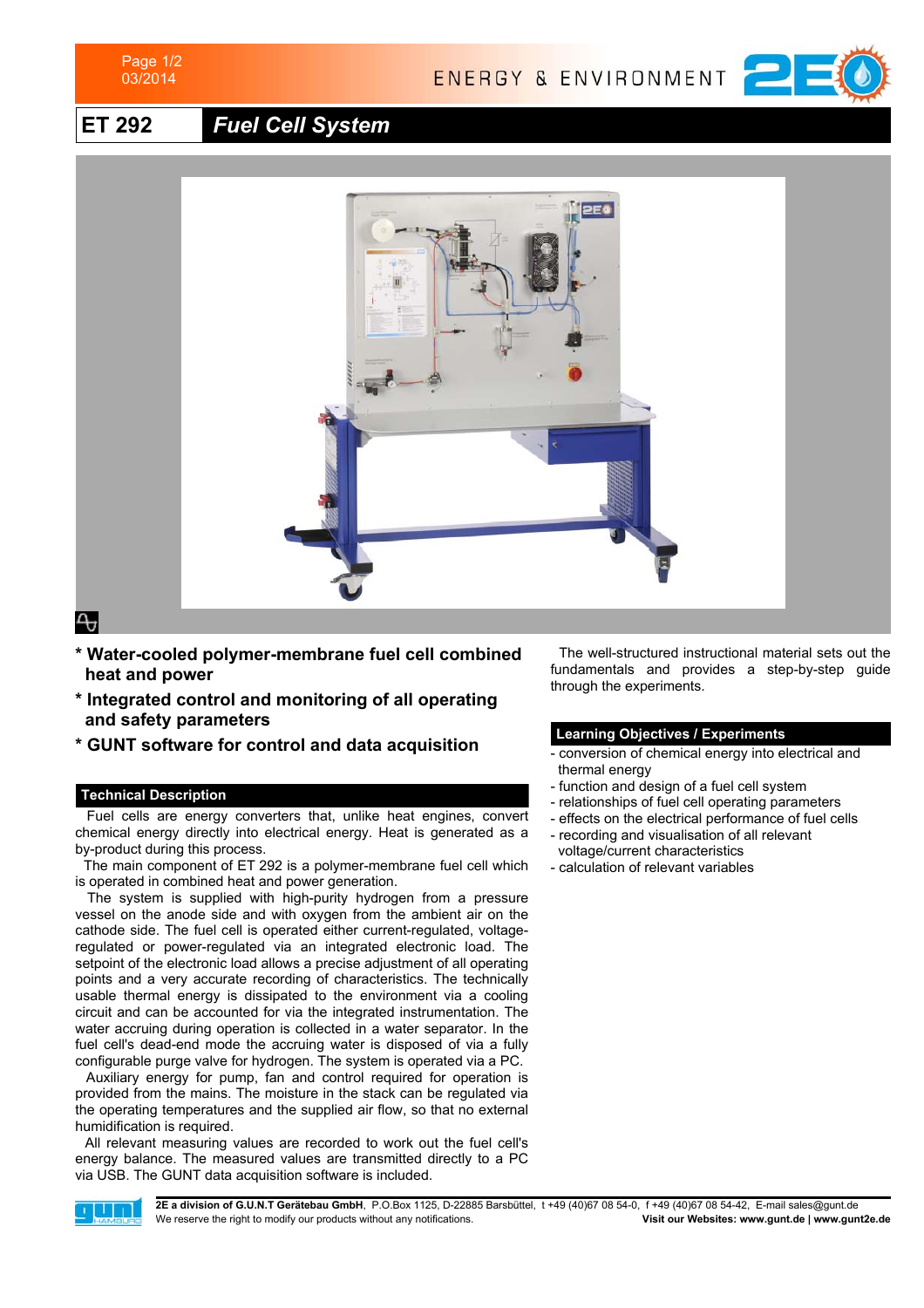# ET 292 Fuel Cell System

* **Water-cooled polymer-membrane fuel cell combined heat and power**
* **Integrated control and monitoring of all operating and safety parameters**
* **GUNT software for control and data acquisition**

## Technical Description

Fuel cells are energy converters that, unlike heat engines, convert chemical energy directly into electrical energy. Heat is generated as a by-product during this process.

The main component of ET 292 is a polymer-membrane fuel cell which is operated in combined heat and power generation.

The system is supplied with high-purity hydrogen from a pressure vessel on the anode side and with oxygen from the ambient air on the cathode side. The fuel cell is operated either current-regulated, voltage-regulated or power-regulated via an integrated electronic load. The setpoint of the electronic load allows a precise adjustment of all operating points and a very accurate recording of characteristics. The technically usable thermal energy is dissipated to the environment via a cooling circuit and can be accounted for via the integrated instrumentation. The water accruing during operation is collected in a water separator. In the fuel cell's dead-end mode the accruing water is disposed of via a fully configurable purge valve for hydrogen. The system is operated via a PC.

Auxiliary energy for pump, fan and control required for operation is provided from the mains. The moisture in the stack can be regulated via the operating temperatures and the supplied air flow, so that no external humidification is required.

All relevant measuring values are recorded to work out the fuel cell's energy balance. The measured values are transmitted directly to a PC via USB. The GUNT data acquisition software is included.

The well-structured instructional material sets out the fundamentals and provides a step-by-step guide through the experiments.

## Learning Objectives / Experiments

- conversion of chemical energy into electrical and thermal energy
- function and design of a fuel cell system
- relationships of fuel cell operating parameters
- effects on the electrical performance of fuel cells
- recording and visualisation of all relevant voltage/current characteristics
- calculation of relevant variables

**2E a division of G.U.N.T Gerätebau GmbH**, P.O.Box 1125, D-22885 Barsbüttel, t +49 (40)67 08 54-0, f +49 (40)67 08 54-42, E-mail sales@gunt.de
We reserve the right to modify our products without any notifications. **Visit our Websites: www.gunt.de | www.gunt2e.de**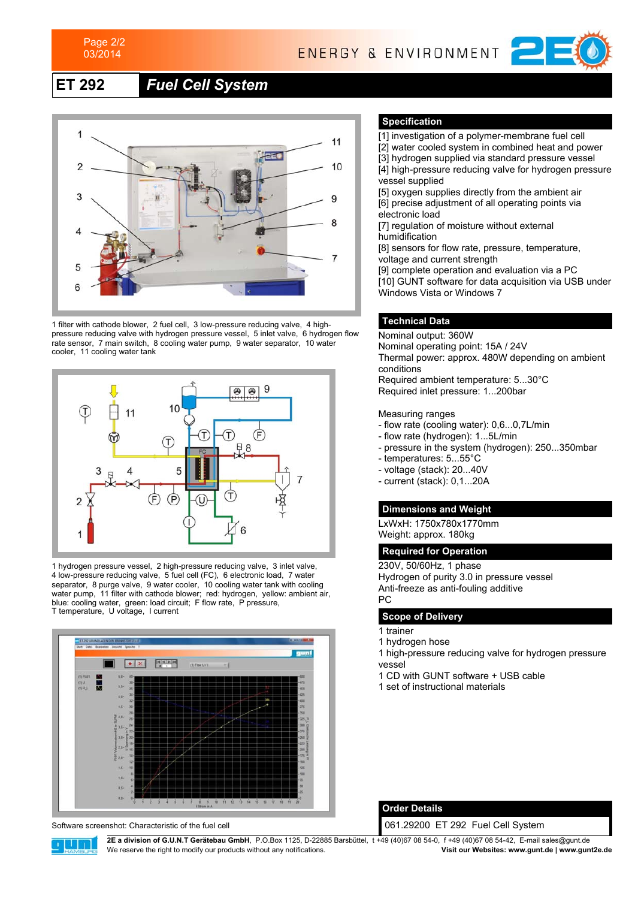# ET 292 Fuel Cell System

1 filter with cathode blower, 2 fuel cell, 3 low-pressure reducing valve, 4 high-pressure reducing valve with hydrogen pressure vessel, 5 inlet valve, 6 hydrogen flow rate sensor, 7 main switch, 8 cooling water pump, 9 water separator, 10 water cooler, 11 cooling water tank

1 hydrogen pressure vessel, 2 high-pressure reducing valve, 3 inlet valve, 4 low-pressure reducing valve, 5 fuel cell (FC), 6 electronic load, 7 water separator, 8 purge valve, 9 water cooler, 10 cooling water tank with cooling water pump, 11 filter with cathode blower; red: hydrogen, yellow: ambient air, blue: cooling water, green: load circuit; F flow rate, P pressure, T temperature, U voltage, I current

Software screenshot: Characteristic of the fuel cell

## Specification

[1] investigation of a polymer-membrane fuel cell
[2] water cooled system in combined heat and power
[3] hydrogen supplied via standard pressure vessel
[4] high-pressure reducing valve for hydrogen pressure vessel supplied
[5] oxygen supplies directly from the ambient air
[6] precise adjustment of all operating points via electronic load
[7] regulation of moisture without external humidification
[8] sensors for flow rate, pressure, temperature, voltage and current strength
[9] complete operation and evaluation via a PC
[10] GUNT software for data acquisition via USB under Windows Vista or Windows 7

## Technical Data

Nominal output: 360W
Nominal operating point: 15A / 24V
Thermal power: approx. 480W depending on ambient conditions
Required ambient temperature: 5...30°C
Required inlet pressure: 1...200bar

Measuring ranges
- flow rate (cooling water): 0,6...0,7L/min
- flow rate (hydrogen): 1...5L/min
- pressure in the system (hydrogen): 250...350mbar
- temperatures: 5...55°C
- voltage (stack): 20...40V
- current (stack): 0,1...20A

## Dimensions and Weight

LxWxH: 1750x780x1770mm
Weight: approx. 180kg

## Required for Operation

230V, 50/60Hz, 1 phase
Hydrogen of purity 3.0 in pressure vessel
Anti-freeze as anti-fouling additive
PC

## Scope of Delivery

1 trainer
1 hydrogen hose
1 high-pressure reducing valve for hydrogen pressure vessel
1 CD with GUNT software + USB cable
1 set of instructional materials

## Order Details

061.29200 ET 292 Fuel Cell System

**2E a division of G.U.N.T Gerätebau GmbH**, P.O.Box 1125, D-22885 Barsbüttel, t +49 (40)67 08 54-0, f +49 (40)67 08 54-42, E-mail sales@gunt.de
We reserve the right to modify our products without any notifications. **Visit our Websites: www.gunt.de | www.gunt2e.de**